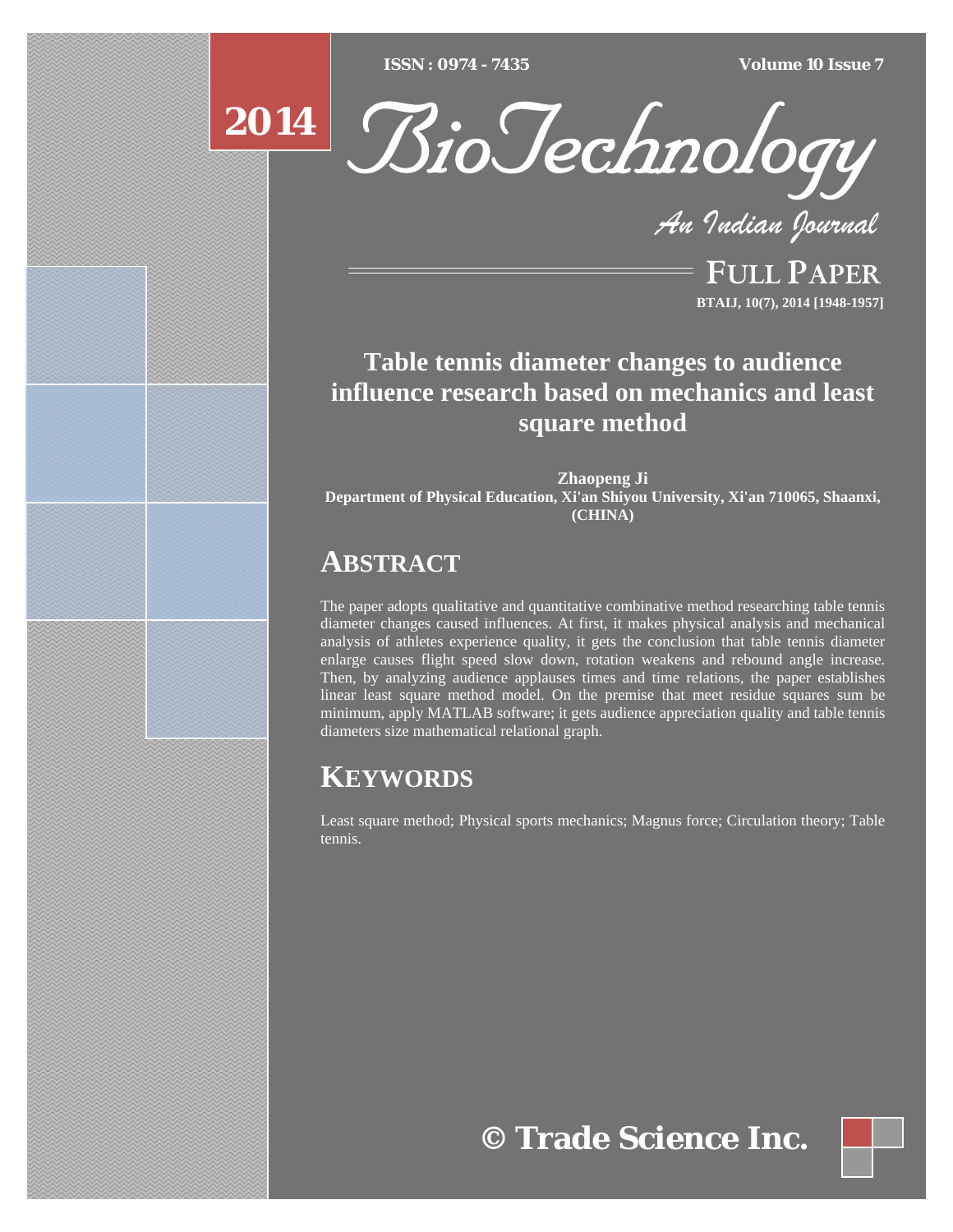# Table tennis diameter changes to audience influence research based on mechanics and least square method

**Zhaopeng Ji**
**Department of Physical Education, Xi'an Shiyou University, Xi'an 710065, Shaanxi, (CHINA)**

## ABSTRACT

The paper adopts qualitative and quantitative combinative method researching table tennis diameter changes caused influences. At first, it makes physical analysis and mechanical analysis of athletes experience quality, it gets the conclusion that table tennis diameter enlarge causes flight speed slow down, rotation weakens and rebound angle increase. Then, by analyzing audience applauses times and time relations, the paper establishes linear least square method model. On the premise that meet residue squares sum be minimum, apply MATLAB software; it gets audience appreciation quality and table tennis diameters size mathematical relational graph.

## KEYWORDS

Least square method; Physical sports mechanics; Magnus force; Circulation theory; Table tennis.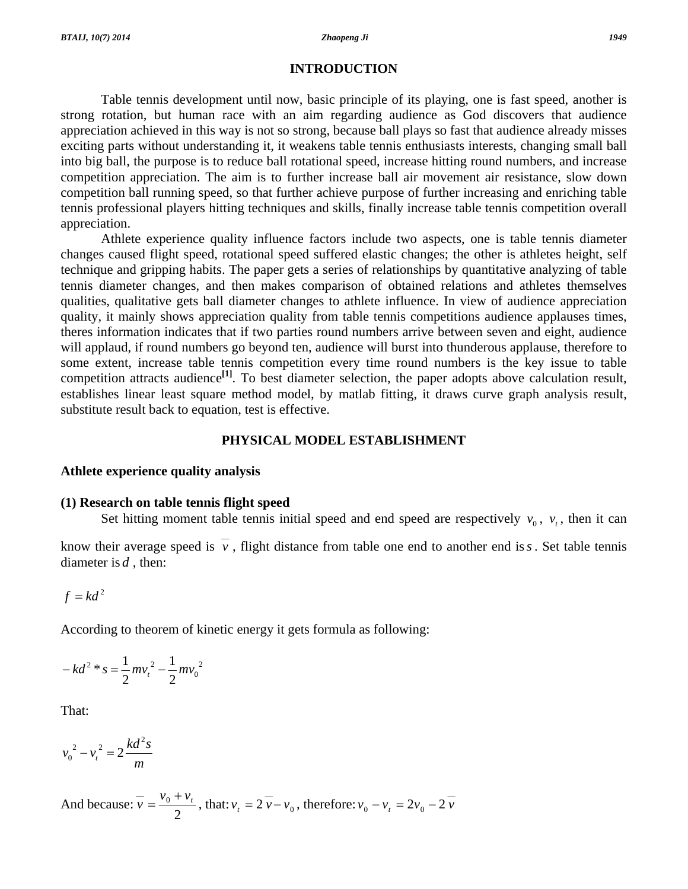## INTRODUCTION

Table tennis development until now, basic principle of its playing, one is fast speed, another is strong rotation, but human race with an aim regarding audience as God discovers that audience appreciation achieved in this way is not so strong, because ball plays so fast that audience already misses exciting parts without understanding it, it weakens table tennis enthusiasts interests, changing small ball into big ball, the purpose is to reduce ball rotational speed, increase hitting round numbers, and increase competition appreciation. The aim is to further increase ball air movement air resistance, slow down competition ball running speed, so that further achieve purpose of further increasing and enriching table tennis professional players hitting techniques and skills, finally increase table tennis competition overall appreciation.

Athlete experience quality influence factors include two aspects, one is table tennis diameter changes caused flight speed, rotational speed suffered elastic changes; the other is athletes height, self technique and gripping habits. The paper gets a series of relationships by quantitative analyzing of table tennis diameter changes, and then makes comparison of obtained relations and athletes themselves qualities, qualitative gets ball diameter changes to athlete influence. In view of audience appreciation quality, it mainly shows appreciation quality from table tennis competitions audience applauses times, theres information indicates that if two parties round numbers arrive between seven and eight, audience will applaud, if round numbers go beyond ten, audience will burst into thunderous applause, therefore to some extent, increase table tennis competition every time round numbers is the key issue to table competition attracts audience[1]. To best diameter selection, the paper adopts above calculation result, establishes linear least square method model, by matlab fitting, it draws curve graph analysis result, substitute result back to equation, test is effective.

## PHYSICAL MODEL ESTABLISHMENT

### Athlete experience quality analysis

#### (1) Research on table tennis flight speed

Set hitting moment table tennis initial speed and end speed are respectively $v_0$, $v_t$, then it can know their average speed is $\overline{v}$, flight distance from table one end to another end is $s$. Set table tennis diameter is $d$, then:

$$f = kd^2$$

According to theorem of kinetic energy it gets formula as following:

$$-kd^2 * s = \frac{1}{2}mv_t^2 - \frac{1}{2}mv_0^2$$

That:

$$v_0^2 - v_t^2 = 2\frac{kd^2 s}{m}$$

And because: $\overline{v} = \dfrac{v_0 + v_t}{2}$, that: $v_t = 2\overline{v} - v_0$, therefore: $v_0 - v_t = 2v_0 - 2\overline{v}$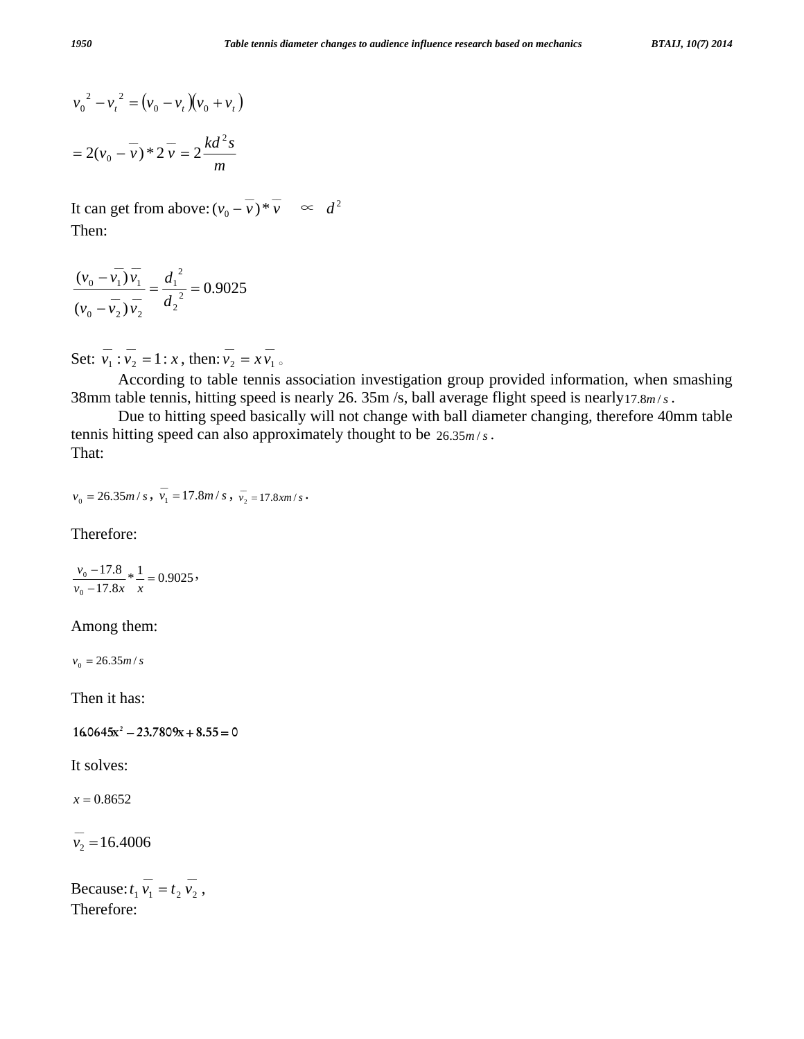$$v_0{}^2 - v_t{}^2 = (v_0 - v_t)(v_0 + v_t)$$

$$= 2(v_0 - \overline{v}) * 2\overline{v} = 2\frac{kd^2 s}{m}$$

It can get from above: $(v_0 - \overline{v}) * \overline{v} \quad \propto \quad d^2$

Then:

$$\frac{(v_0 - \overline{v_1})\overline{v_1}}{(v_0 - \overline{v_2})\overline{v_2}} = \frac{d_1{}^2}{d_2{}^2} = 0.9025$$

Set: $\overline{v_1} : \overline{v_2} = 1 : x$, then: $\overline{v_2} = x\overline{v_1}$ 。

According to table tennis association investigation group provided information, when smashing 38mm table tennis, hitting speed is nearly 26. 35m /s, ball average flight speed is nearly $17.8m/s$.

Due to hitting speed basically will not change with ball diameter changing, therefore 40mm table tennis hitting speed can also approximately thought to be $26.35m/s$.

That:

$v_0 = 26.35m/s$, $\overline{v_1} = 17.8m/s$, $\overline{v_2} = 17.8xm/s$.

Therefore:

$$\frac{v_0 - 17.8}{v_0 - 17.8x} * \frac{1}{x} = 0.9025,$$

Among them:

$$v_0 = 26.35m/s$$

Then it has:

$$16.0645x^2 - 23.7809x + 8.55 = 0$$

It solves:

$$x = 0.8652$$

$$\overline{v_2} = 16.4006$$

Because: $t_1\overline{v_1} = t_2\overline{v_2}$,

Therefore: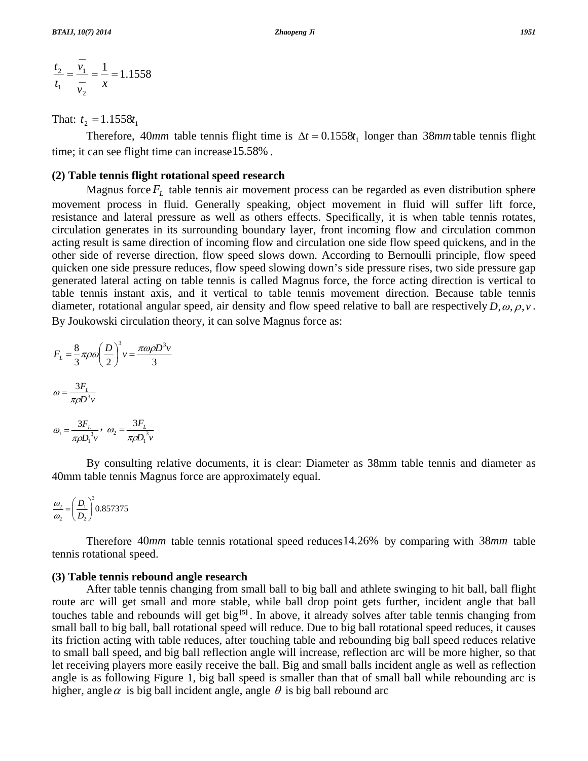$$\frac{t_2}{t_1} = \frac{\bar{v}_1}{\bar{v}_2} = \frac{1}{x} = 1.1558$$

That: $t_2 = 1.1558t_1$

Therefore, $40mm$ table tennis flight time is $\Delta t = 0.1558t_1$ longer than $38mm$ table tennis flight time; it can see flight time can increase $15.58\%$.

**(2) Table tennis flight rotational speed research**

Magnus force $F_L$ table tennis air movement process can be regarded as even distribution sphere movement process in fluid. Generally speaking, object movement in fluid will suffer lift force, resistance and lateral pressure as well as others effects. Specifically, it is when table tennis rotates, circulation generates in its surrounding boundary layer, front incoming flow and circulation common acting result is same direction of incoming flow and circulation one side flow speed quickens, and in the other side of reverse direction, flow speed slows down. According to Bernoulli principle, flow speed quicken one side pressure reduces, flow speed slowing down's side pressure rises, two side pressure gap generated lateral acting on table tennis is called Magnus force, the force acting direction is vertical to table tennis instant axis, and it vertical to table tennis movement direction. Because table tennis diameter, rotational angular speed, air density and flow speed relative to ball are respectively $D, \omega, \rho, v$. By Joukowski circulation theory, it can solve Magnus force as:

$$F_L = \frac{8}{3}\pi\rho\omega\left(\frac{D}{2}\right)^3 v = \frac{\pi\omega\rho D^3 v}{3}$$

$$\omega = \frac{3F_L}{\pi\rho D^3 v}$$

$$\omega_1 = \frac{3F_L}{\pi\rho D_1^{\ 3} v}, \quad \omega_2 = \frac{3F_L}{\pi\rho D_1^{\ 3} v}$$

By consulting relative documents, it is clear: Diameter as 38mm table tennis and diameter as 40mm table tennis Magnus force are approximately equal.

$$\frac{\omega_2}{\omega_2} = \left(\frac{D_1}{D_2}\right)^3 0.857375$$

Therefore $40mm$ table tennis rotational speed reduces $14.26\%$ by comparing with $38mm$ table tennis rotational speed.

**(3) Table tennis rebound angle research**

After table tennis changing from small ball to big ball and athlete swinging to hit ball, ball flight route arc will get small and more stable, while ball drop point gets further, incident angle that ball touches table and rebounds will get big[5]. In above, it already solves after table tennis changing from small ball to big ball, ball rotational speed will reduce. Due to big ball rotational speed reduces, it causes its friction acting with table reduces, after touching table and rebounding big ball speed reduces relative to small ball speed, and big ball reflection angle will increase, reflection arc will be more higher, so that let receiving players more easily receive the ball. Big and small balls incident angle as well as reflection angle is as following Figure 1, big ball speed is smaller than that of small ball while rebounding arc is higher, angle $\alpha$ is big ball incident angle, angle $\theta$ is big ball rebound arc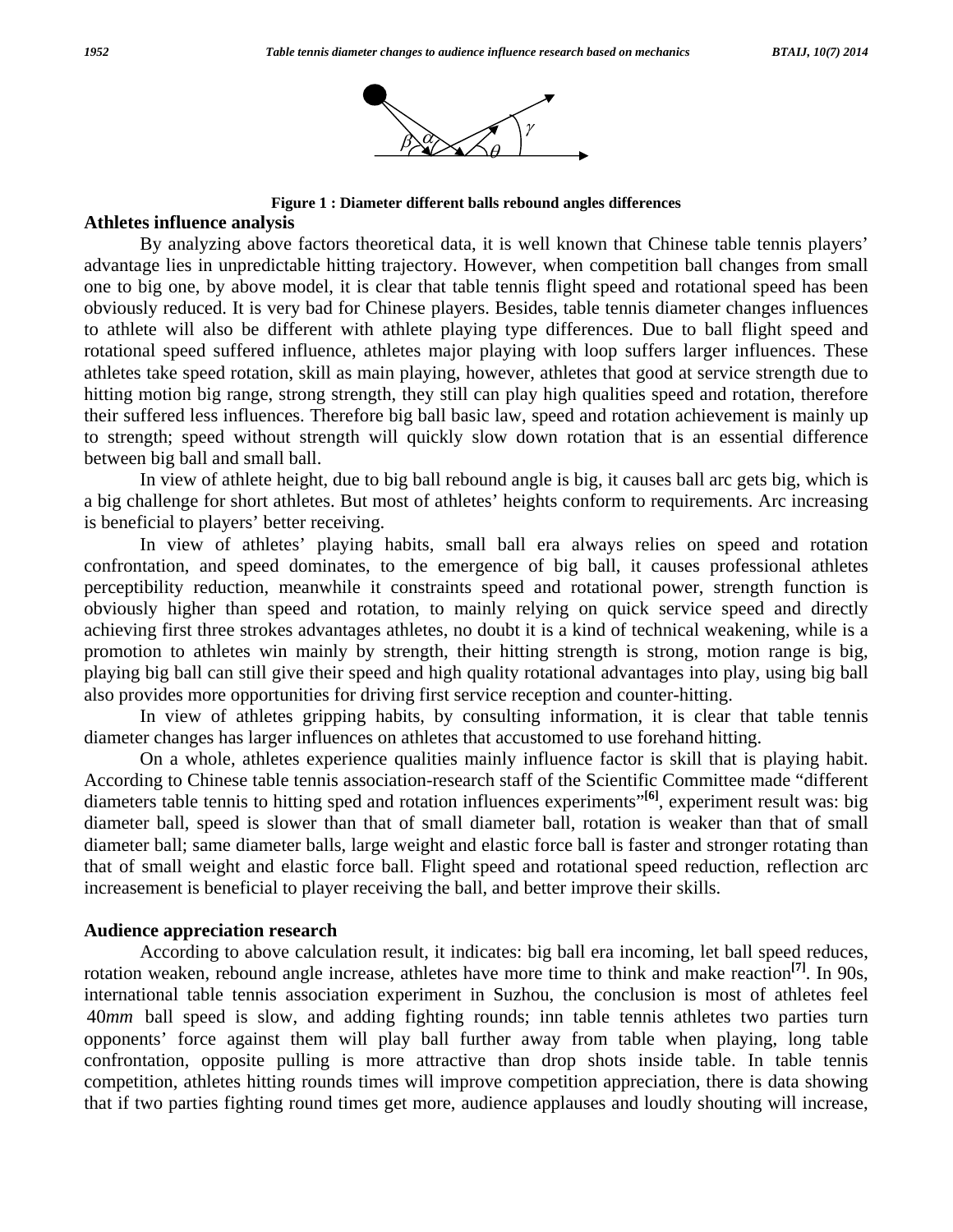Figure 1 : Diameter different balls rebound angles differences

## Athletes influence analysis

By analyzing above factors theoretical data, it is well known that Chinese table tennis players' advantage lies in unpredictable hitting trajectory. However, when competition ball changes from small one to big one, by above model, it is clear that table tennis flight speed and rotational speed has been obviously reduced. It is very bad for Chinese players. Besides, table tennis diameter changes influences to athlete will also be different with athlete playing type differences. Due to ball flight speed and rotational speed suffered influence, athletes major playing with loop suffers larger influences. These athletes take speed rotation, skill as main playing, however, athletes that good at service strength due to hitting motion big range, strong strength, they still can play high qualities speed and rotation, therefore their suffered less influences. Therefore big ball basic law, speed and rotation achievement is mainly up to strength; speed without strength will quickly slow down rotation that is an essential difference between big ball and small ball.

In view of athlete height, due to big ball rebound angle is big, it causes ball arc gets big, which is a big challenge for short athletes. But most of athletes' heights conform to requirements. Arc increasing is beneficial to players' better receiving.

In view of athletes' playing habits, small ball era always relies on speed and rotation confrontation, and speed dominates, to the emergence of big ball, it causes professional athletes perceptibility reduction, meanwhile it constraints speed and rotational power, strength function is obviously higher than speed and rotation, to mainly relying on quick service speed and directly achieving first three strokes advantages athletes, no doubt it is a kind of technical weakening, while is a promotion to athletes win mainly by strength, their hitting strength is strong, motion range is big, playing big ball can still give their speed and high quality rotational advantages into play, using big ball also provides more opportunities for driving first service reception and counter-hitting.

In view of athletes gripping habits, by consulting information, it is clear that table tennis diameter changes has larger influences on athletes that accustomed to use forehand hitting.

On a whole, athletes experience qualities mainly influence factor is skill that is playing habit. According to Chinese table tennis association-research staff of the Scientific Committee made "different diameters table tennis to hitting sped and rotation influences experiments"[6], experiment result was: big diameter ball, speed is slower than that of small diameter ball, rotation is weaker than that of small diameter ball; same diameter balls, large weight and elastic force ball is faster and stronger rotating than that of small weight and elastic force ball. Flight speed and rotational speed reduction, reflection arc increasement is beneficial to player receiving the ball, and better improve their skills.

## Audience appreciation research

According to above calculation result, it indicates: big ball era incoming, let ball speed reduces, rotation weaken, rebound angle increase, athletes have more time to think and make reaction[7]. In 90s, international table tennis association experiment in Suzhou, the conclusion is most of athletes feel $40mm$ ball speed is slow, and adding fighting rounds; inn table tennis athletes two parties turn opponents' force against them will play ball further away from table when playing, long table confrontation, opposite pulling is more attractive than drop shots inside table. In table tennis competition, athletes hitting rounds times will improve competition appreciation, there is data showing that if two parties fighting round times get more, audience applauses and loudly shouting will increase,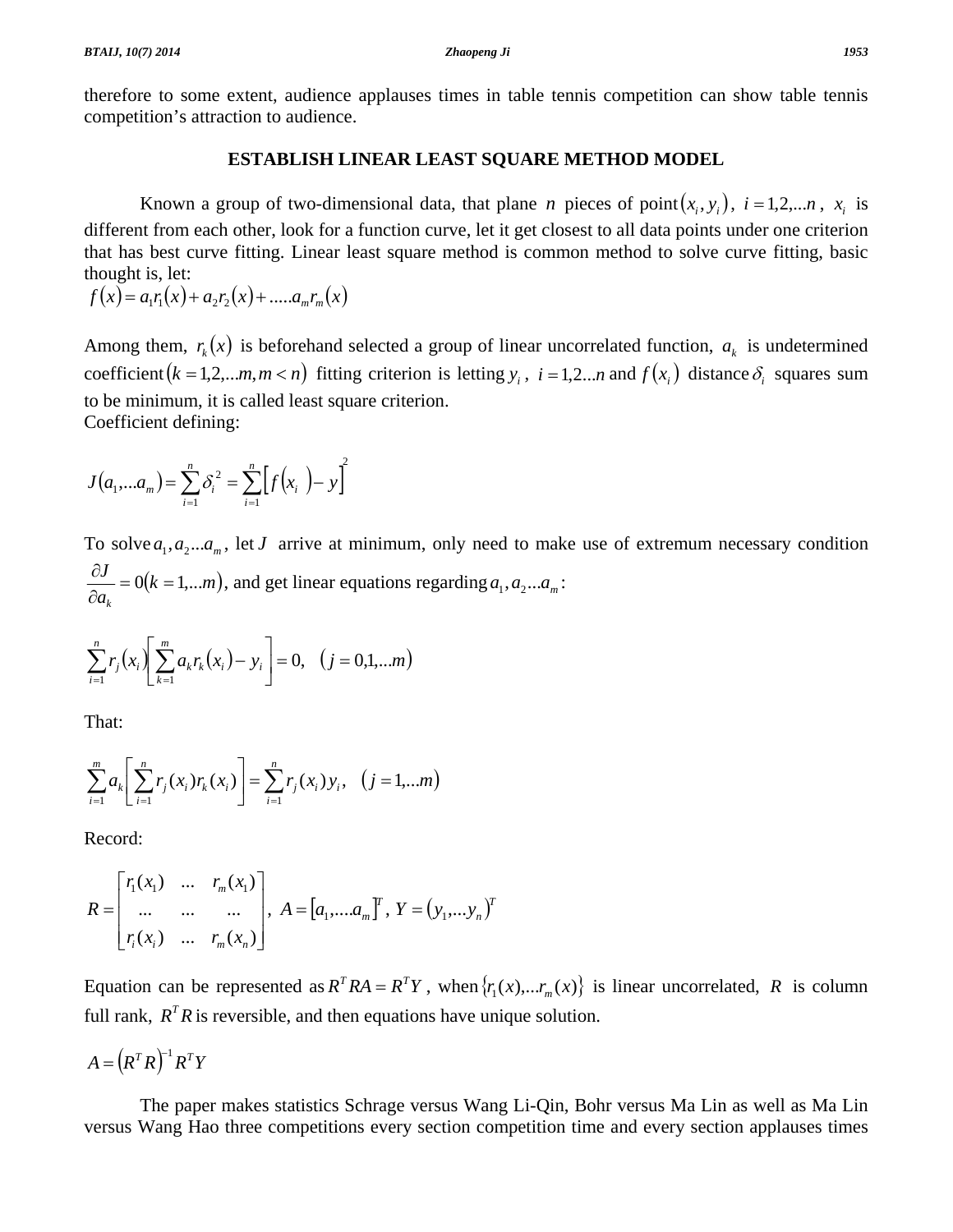therefore to some extent, audience applauses times in table tennis competition can show table tennis competition's attraction to audience.

## ESTABLISH LINEAR LEAST SQUARE METHOD MODEL

Known a group of two-dimensional data, that plane $n$ pieces of point$(x_i, y_i)$, $i = 1,2,...n$, $x_i$ is different from each other, look for a function curve, let it get closest to all data points under one criterion that has best curve fitting. Linear least square method is common method to solve curve fitting, basic thought is, let:

$f(x) = a_1 r_1(x) + a_2 r_2(x) + .....a_m r_m(x)$

Among them, $r_k(x)$ is beforehand selected a group of linear uncorrelated function, $a_k$ is undetermined coefficient$(k = 1,2,...m, m < n)$ fitting criterion is letting $y_i$, $i = 1,2...n$ and $f(x_i)$ distance $\delta_i$ squares sum to be minimum, it is called least square criterion.

Coefficient defining:

$$J(a_1,...a_m) = \sum_{i=1}^{n} \delta_i^2 = \sum_{i=1}^{n} \left[ f(x_i) - y \right]^2$$

To solve $a_1, a_2...a_m$, let $J$ arrive at minimum, only need to make use of extremum necessary condition $\frac{\partial J}{\partial a_k} = 0 (k = 1,...m)$, and get linear equations regarding $a_1, a_2...a_m$:

$$\sum_{i=1}^{n} r_j(x_i) \left[ \sum_{k=1}^{m} a_k r_k(x_i) - y_i \right] = 0, \quad (j = 0,1,...m)$$

That:

$$\sum_{i=1}^{m} a_k \left[ \sum_{i=1}^{n} r_j(x_i) r_k(x_i) \right] = \sum_{i=1}^{n} r_j(x_i) y_i, \quad (j = 1,...m)$$

Record:

$$R = \begin{bmatrix} r_1(x_1) & ... & r_m(x_1) \\ ... & ... & ... \\ r_i(x_i) & ... & r_m(x_n) \end{bmatrix}, \ A = [a_1,....a_m]^T, \ Y = (y_1,...y_n)^T$$

Equation can be represented as $R^T R A = R^T Y$, when $\{r_1(x),...r_m(x)\}$ is linear uncorrelated, $R$ is column full rank, $R^T R$ is reversible, and then equations have unique solution.

$$A = \left(R^T R\right)^{-1} R^T Y$$

The paper makes statistics Schrage versus Wang Li-Qin, Bohr versus Ma Lin as well as Ma Lin versus Wang Hao three competitions every section competition time and every section applauses times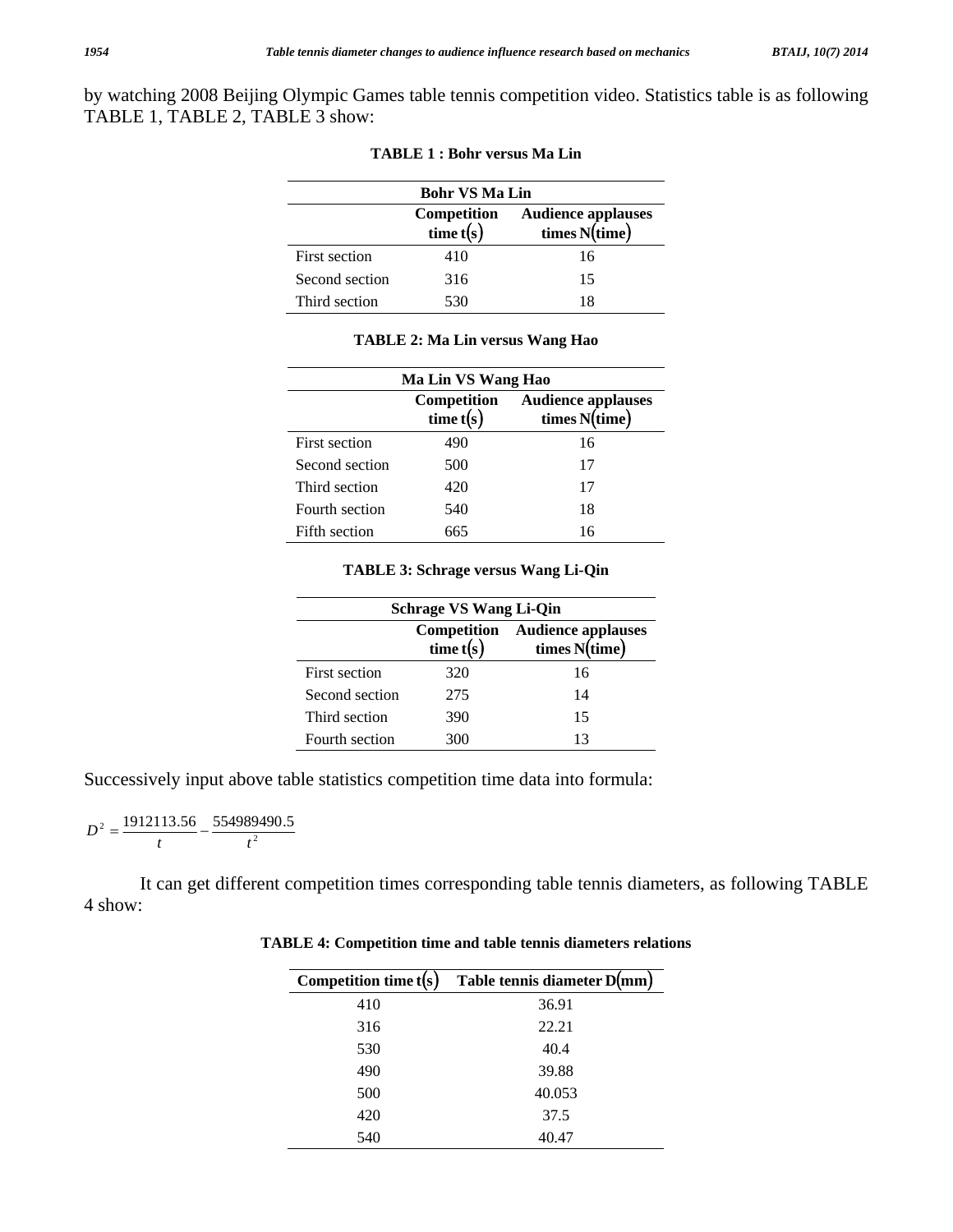by watching 2008 Beijing Olympic Games table tennis competition video. Statistics table is as following TABLE 1, TABLE 2, TABLE 3 show:

**TABLE 1 : Bohr versus Ma Lin**

| Bohr VS Ma Lin | | |
|---|---|---|
| | **Competition time $t(s)$** | **Audience applauses times $N(time)$** |
| First section | 410 | 16 |
| Second section | 316 | 15 |
| Third section | 530 | 18 |

**TABLE 2: Ma Lin versus Wang Hao**

| Ma Lin VS Wang Hao | | |
|---|---|---|
| | **Competition time $t(s)$** | **Audience applauses times $N(time)$** |
| First section | 490 | 16 |
| Second section | 500 | 17 |
| Third section | 420 | 17 |
| Fourth section | 540 | 18 |
| Fifth section | 665 | 16 |

**TABLE 3: Schrage versus Wang Li-Qin**

| Schrage VS Wang Li-Qin | | |
|---|---|---|
| | **Competition time $t(s)$** | **Audience applauses times $N(time)$** |
| First section | 320 | 16 |
| Second section | 275 | 14 |
| Third section | 390 | 15 |
| Fourth section | 300 | 13 |

Successively input above table statistics competition time data into formula:

$$D^2 = \frac{1912113.56}{t} - \frac{554989490.5}{t^2}$$

It can get different competition times corresponding table tennis diameters, as following TABLE 4 show:

**TABLE 4: Competition time and table tennis diameters relations**

| Competition time $t(s)$ | Table tennis diameter $D(mm)$ |
|---|---|
| 410 | 36.91 |
| 316 | 22.21 |
| 530 | 40.4 |
| 490 | 39.88 |
| 500 | 40.053 |
| 420 | 37.5 |
| 540 | 40.47 |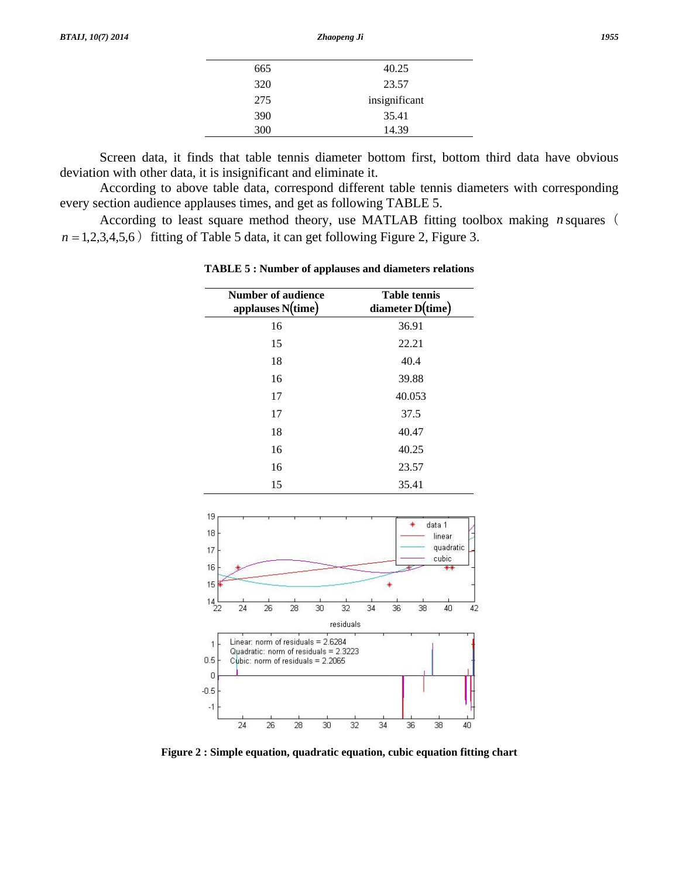| | |
|---|---|
| 665 | 40.25 |
| 320 | 23.57 |
| 275 | insignificant |
| 390 | 35.41 |
| 300 | 14.39 |

Screen data, it finds that table tennis diameter bottom first, bottom third data have obvious deviation with other data, it is insignificant and eliminate it.

According to above table data, correspond different table tennis diameters with corresponding every section audience applauses times, and get as following TABLE 5.

According to least square method theory, use MATLAB fitting toolbox making $n$ squares（$n = 1,2,3,4,5,6$）fitting of Table 5 data, it can get following Figure 2, Figure 3.

**TABLE 5 : Number of applauses and diameters relations**

| Number of audience applauses N(time) | Table tennis diameter D(time) |
|---|---|
| 16 | 36.91 |
| 15 | 22.21 |
| 18 | 40.4 |
| 16 | 39.88 |
| 17 | 40.053 |
| 17 | 37.5 |
| 18 | 40.47 |
| 16 | 40.25 |
| 16 | 23.57 |
| 15 | 35.41 |

**Figure 2 : Simple equation, quadratic equation, cubic equation fitting chart**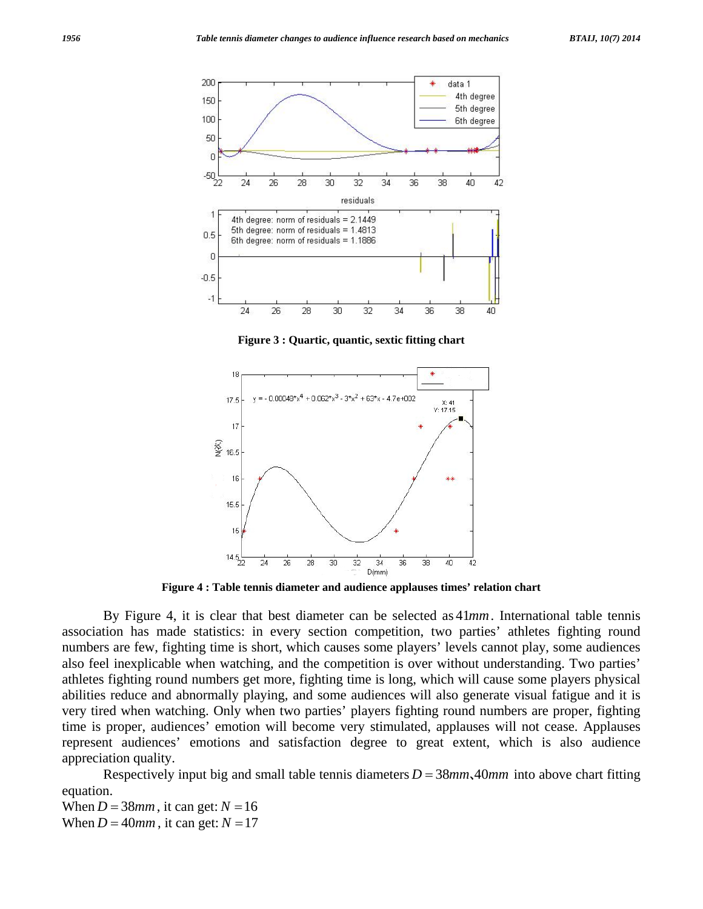**Figure 3 : Quartic, quantic, sextic fitting chart**

**Figure 4 : Table tennis diameter and audience applauses times' relation chart**

By Figure 4, it is clear that best diameter can be selected as $41mm$. International table tennis association has made statistics: in every section competition, two parties' athletes fighting round numbers are few, fighting time is short, which causes some players' levels cannot play, some audiences also feel inexplicable when watching, and the competition is over without understanding. Two parties' athletes fighting round numbers get more, fighting time is long, which will cause some players physical abilities reduce and abnormally playing, and some audiences will also generate visual fatigue and it is very tired when watching. Only when two parties' players fighting round numbers are proper, fighting time is proper, audiences' emotion will become very stimulated, applauses will not cease. Applauses represent audiences' emotions and satisfaction degree to great extent, which is also audience appreciation quality.

Respectively input big and small table tennis diameters $D = 38mm$、$40mm$ into above chart fitting equation.

When $D = 38mm$, it can get: $N = 16$

When $D = 40mm$, it can get: $N = 17$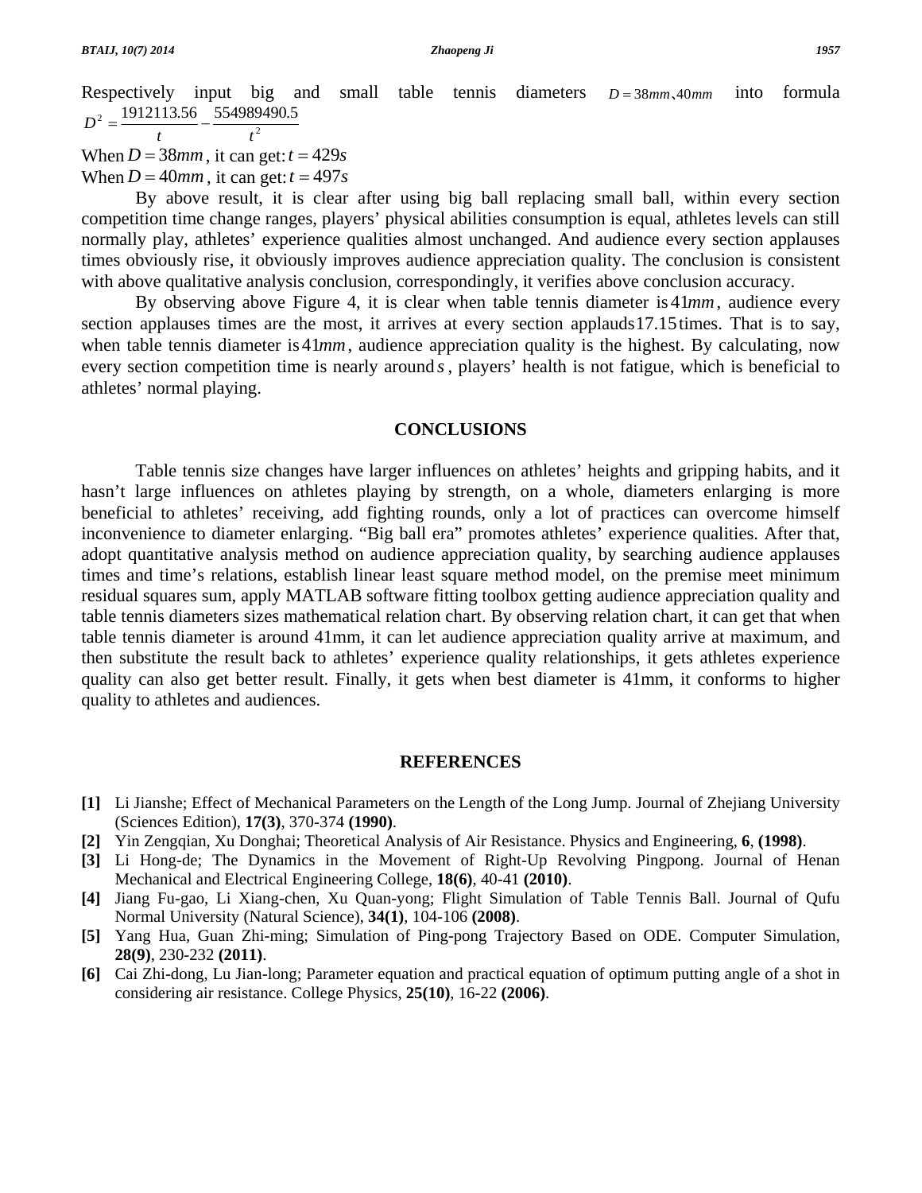Respectively input big and small table tennis diameters $D = 38mm、40mm$ into formula $D^2 = \frac{1912113.56}{t} - \frac{554989490.5}{t^2}$

When $D = 38mm$, it can get: $t = 429s$

When $D = 40mm$, it can get: $t = 497s$

By above result, it is clear after using big ball replacing small ball, within every section competition time change ranges, players' physical abilities consumption is equal, athletes levels can still normally play, athletes' experience qualities almost unchanged. And audience every section applauses times obviously rise, it obviously improves audience appreciation quality. The conclusion is consistent with above qualitative analysis conclusion, correspondingly, it verifies above conclusion accuracy.

By observing above Figure 4, it is clear when table tennis diameter is $41mm$, audience every section applauses times are the most, it arrives at every section applauds $17.15$ times. That is to say, when table tennis diameter is $41mm$, audience appreciation quality is the highest. By calculating, now every section competition time is nearly around $s$, players' health is not fatigue, which is beneficial to athletes' normal playing.

## CONCLUSIONS

Table tennis size changes have larger influences on athletes' heights and gripping habits, and it hasn't large influences on athletes playing by strength, on a whole, diameters enlarging is more beneficial to athletes' receiving, add fighting rounds, only a lot of practices can overcome himself inconvenience to diameter enlarging. "Big ball era" promotes athletes' experience qualities. After that, adopt quantitative analysis method on audience appreciation quality, by searching audience applauses times and time's relations, establish linear least square method model, on the premise meet minimum residual squares sum, apply MATLAB software fitting toolbox getting audience appreciation quality and table tennis diameters sizes mathematical relation chart. By observing relation chart, it can get that when table tennis diameter is around 41mm, it can let audience appreciation quality arrive at maximum, and then substitute the result back to athletes' experience quality relationships, it gets athletes experience quality can also get better result. Finally, it gets when best diameter is 41mm, it conforms to higher quality to athletes and audiences.

## REFERENCES

**[1]** Li Jianshe; Effect of Mechanical Parameters on the Length of the Long Jump. Journal of Zhejiang University (Sciences Edition), **17(3)**, 370-374 **(1990)**.

**[2]** Yin Zengqian, Xu Donghai; Theoretical Analysis of Air Resistance. Physics and Engineering, **6**, **(1998)**.

**[3]** Li Hong-de; The Dynamics in the Movement of Right-Up Revolving Pingpong. Journal of Henan Mechanical and Electrical Engineering College, **18(6)**, 40-41 **(2010)**.

**[4]** Jiang Fu-gao, Li Xiang-chen, Xu Quan-yong; Flight Simulation of Table Tennis Ball. Journal of Qufu Normal University (Natural Science), **34(1)**, 104-106 **(2008)**.

**[5]** Yang Hua, Guan Zhi-ming; Simulation of Ping-pong Trajectory Based on ODE. Computer Simulation, **28(9)**, 230-232 **(2011)**.

**[6]** Cai Zhi-dong, Lu Jian-long; Parameter equation and practical equation of optimum putting angle of a shot in considering air resistance. College Physics, **25(10)**, 16-22 **(2006)**.